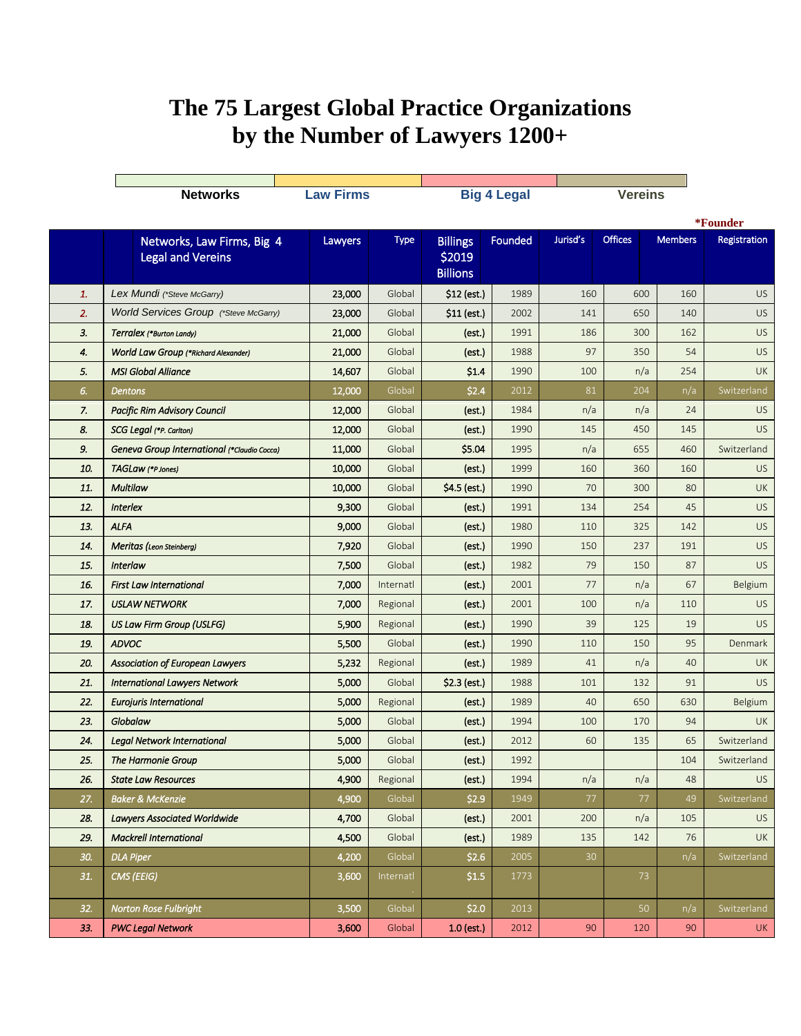# The 75 Largest Global Practice Organizations by the Number of Lawyers 1200+

| Networks | Law Firms | Big 4 Legal | Vereins |
|---|---|---|---|

*Founder

| | Networks, Law Firms, Big 4 Legal and Vereins | Lawyers | Type | Billings $2019 Billions | Founded | Jurisd's | Offices | Members | Registration |
|---|---|---|---|---|---|---|---|---|---|
| 1. | Lex Mundi (*Steve McGarry) | 23,000 | Global | $12 (est.) | 1989 | 160 | 600 | 160 | US |
| 2. | World Services Group (*Steve McGarry) | 23,000 | Global | $11 (est.) | 2002 | 141 | 650 | 140 | US |
| 3. | Terralex (*Burton Landy) | 21,000 | Global | (est.) | 1991 | 186 | 300 | 162 | US |
| 4. | World Law Group (*Richard Alexander) | 21,000 | Global | (est.) | 1988 | 97 | 350 | 54 | US |
| 5. | MSI Global Alliance | 14,607 | Global | $1.4 | 1990 | 100 | n/a | 254 | UK |
| 6. | Dentons | 12,000 | Global | $2.4 | 2012 | 81 | 204 | n/a | Switzerland |
| 7. | Pacific Rim Advisory Council | 12,000 | Global | (est.) | 1984 | n/a | n/a | 24 | US |
| 8. | SCG Legal (*P. Carlton) | 12,000 | Global | (est.) | 1990 | 145 | 450 | 145 | US |
| 9. | Geneva Group International (*Claudio Cocca) | 11,000 | Global | $5.04 | 1995 | n/a | 655 | 460 | Switzerland |
| 10. | TAGLaw (*P Jones) | 10,000 | Global | (est.) | 1999 | 160 | 360 | 160 | US |
| 11. | Multilaw | 10,000 | Global | $4.5 (est.) | 1990 | 70 | 300 | 80 | UK |
| 12. | Interlex | 9,300 | Global | (est.) | 1991 | 134 | 254 | 45 | US |
| 13. | ALFA | 9,000 | Global | (est.) | 1980 | 110 | 325 | 142 | US |
| 14. | Meritas (Leon Steinberg) | 7,920 | Global | (est.) | 1990 | 150 | 237 | 191 | US |
| 15. | Interlaw | 7,500 | Global | (est.) | 1982 | 79 | 150 | 87 | US |
| 16. | First Law International | 7,000 | Internatl | (est.) | 2001 | 77 | n/a | 67 | Belgium |
| 17. | USLAW NETWORK | 7,000 | Regional | (est.) | 2001 | 100 | n/a | 110 | US |
| 18. | US Law Firm Group (USLFG) | 5,900 | Regional | (est.) | 1990 | 39 | 125 | 19 | US |
| 19. | ADVOC | 5,500 | Global | (est.) | 1990 | 110 | 150 | 95 | Denmark |
| 20. | Association of European Lawyers | 5,232 | Regional | (est.) | 1989 | 41 | n/a | 40 | UK |
| 21. | International Lawyers Network | 5,000 | Global | $2.3 (est.) | 1988 | 101 | 132 | 91 | US |
| 22. | Eurojuris International | 5,000 | Regional | (est.) | 1989 | 40 | 650 | 630 | Belgium |
| 23. | Globalaw | 5,000 | Global | (est.) | 1994 | 100 | 170 | 94 | UK |
| 24. | Legal Network International | 5,000 | Global | (est.) | 2012 | 60 | 135 | 65 | Switzerland |
| 25. | The Harmonie Group | 5,000 | Global | (est.) | 1992 | | | 104 | Switzerland |
| 26. | State Law Resources | 4,900 | Regional | (est.) | 1994 | n/a | n/a | 48 | US |
| 27. | Baker & McKenzie | 4,900 | Global | $2.9 | 1949 | 77 | 77 | 49 | Switzerland |
| 28. | Lawyers Associated Worldwide | 4,700 | Global | (est.) | 2001 | 200 | n/a | 105 | US |
| 29. | Mackrell International | 4,500 | Global | (est.) | 1989 | 135 | 142 | 76 | UK |
| 30. | DLA Piper | 4,200 | Global | $2.6 | 2005 | 30 | | n/a | Switzerland |
| 31. | CMS (EEIG) | 3,600 | Internatl | $1.5 | 1773 | | 73 | | |
| 32. | Norton Rose Fulbright | 3,500 | Global | $2.0 | 2013 | | 50 | n/a | Switzerland |
| 33. | PWC Legal Network | 3,600 | Global | 1.0 (est.) | 2012 | 90 | 120 | 90 | UK |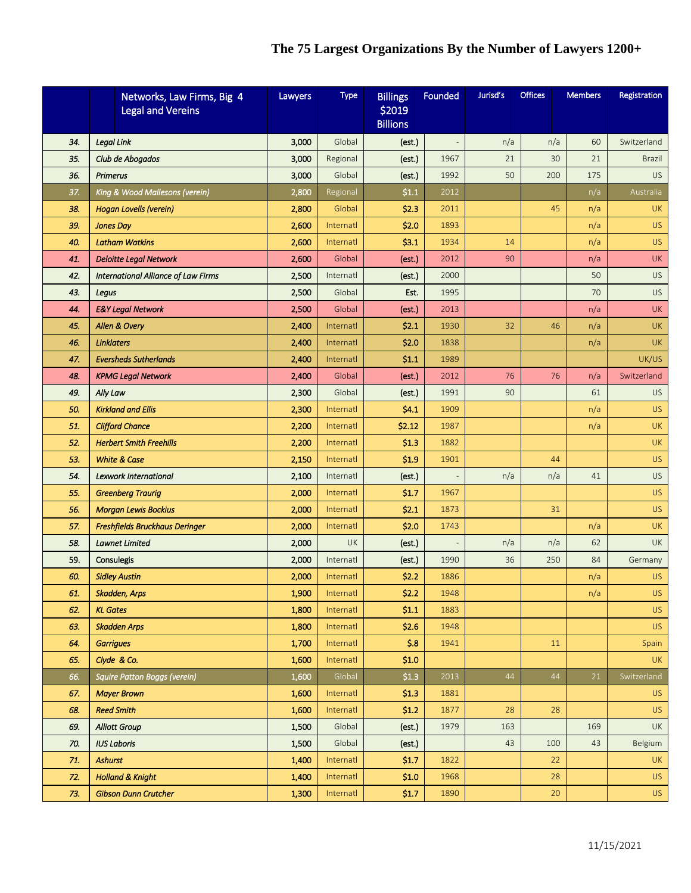# The 75 Largest Organizations By the Number of Lawyers 1200+

| | Networks, Law Firms, Big 4 Legal and Vereins | Lawyers | Type | Billings $2019 Billions | Founded | Jurisd's | Offices | Members | Registration |
|---|---|---|---|---|---|---|---|---|---|
| 34. | Legal Link | 3,000 | Global | (est.) | - | n/a | n/a | 60 | Switzerland |
| 35. | Club de Abogados | 3,000 | Regional | (est.) | 1967 | 21 | 30 | 21 | Brazil |
| 36. | Primerus | 3,000 | Global | (est.) | 1992 | 50 | 200 | 175 | US |
| 37. | King & Wood Mallesons (verein) | 2,800 | Regional | $1.1 | 2012 | | | n/a | Australia |
| 38. | Hogan Lovells (verein) | 2,800 | Global | $2.3 | 2011 | | 45 | n/a | UK |
| 39. | Jones Day | 2,600 | Internatl | $2.0 | 1893 | | | n/a | US |
| 40. | Latham Watkins | 2,600 | Internatl | $3.1 | 1934 | 14 | | n/a | US |
| 41. | Deloitte Legal Network | 2,600 | Global | (est.) | 2012 | 90 | | n/a | UK |
| 42. | International Alliance of Law Firms | 2,500 | Internatl | (est.) | 2000 | | | 50 | US |
| 43. | Legus | 2,500 | Global | Est. | 1995 | | | 70 | US |
| 44. | E&Y Legal Network | 2,500 | Global | (est.) | 2013 | | | n/a | UK |
| 45. | Allen & Overy | 2,400 | Internatl | $2.1 | 1930 | 32 | 46 | n/a | UK |
| 46. | Linklaters | 2,400 | Internatl | $2.0 | 1838 | | | n/a | UK |
| 47. | Eversheds Sutherlands | 2,400 | Internatl | $1.1 | 1989 | | | | UK/US |
| 48. | KPMG Legal Network | 2,400 | Global | (est.) | 2012 | 76 | 76 | n/a | Switzerland |
| 49. | Ally Law | 2,300 | Global | (est.) | 1991 | 90 | | 61 | US |
| 50. | Kirkland and Ellis | 2,300 | Internatl | $4.1 | 1909 | | | n/a | US |
| 51. | Clifford Chance | 2,200 | Internatl | $2.12 | 1987 | | | n/a | UK |
| 52. | Herbert Smith Freehills | 2,200 | Internatl | $1.3 | 1882 | | | | UK |
| 53. | White & Case | 2,150 | Internatl | $1.9 | 1901 | | 44 | | US |
| 54. | Lexwork International | 2,100 | Internatl | (est.) | - | n/a | n/a | 41 | US |
| 55. | Greenberg Traurig | 2,000 | Internatl | $1.7 | 1967 | | | | US |
| 56. | Morgan Lewis Bockius | 2,000 | Internatl | $2.1 | 1873 | | 31 | | US |
| 57. | Freshfields Bruckhaus Deringer | 2,000 | Internatl | $2.0 | 1743 | | | n/a | UK |
| 58. | Lawnet Limited | 2,000 | UK | (est.) | - | n/a | n/a | 62 | UK |
| 59. | Consulegis | 2,000 | Internatl | (est.) | 1990 | 36 | 250 | 84 | Germany |
| 60. | Sidley Austin | 2,000 | Internatl | $2.2 | 1886 | | | n/a | US |
| 61. | Skadden, Arps | 1,900 | Internatl | $2.2 | 1948 | | | n/a | US |
| 62. | KL Gates | 1,800 | Internatl | $1.1 | 1883 | | | | US |
| 63. | Skadden Arps | 1,800 | Internatl | $2.6 | 1948 | | | | US |
| 64. | Garrigues | 1,700 | Internatl | $.8 | 1941 | | 11 | | Spain |
| 65. | Clyde & Co. | 1,600 | Internatl | $1.0 | | | | | UK |
| 66. | Squire Patton Boggs (verein) | 1,600 | Global | $1.3 | 2013 | 44 | 44 | 21 | Switzerland |
| 67. | Mayer Brown | 1,600 | Internatl | $1.3 | 1881 | | | | US |
| 68. | Reed Smith | 1,600 | Internatl | $1.2 | 1877 | 28 | 28 | | US |
| 69. | Alliott Group | 1,500 | Global | (est.) | 1979 | 163 | | 169 | UK |
| 70. | IUS Laboris | 1,500 | Global | (est.) | | 43 | 100 | 43 | Belgium |
| 71. | Ashurst | 1,400 | Internatl | $1.7 | 1822 | | 22 | | UK |
| 72. | Holland & Knight | 1,400 | Internatl | $1.0 | 1968 | | 28 | | US |
| 73. | Gibson Dunn Crutcher | 1,300 | Internatl | $1.7 | 1890 | | 20 | | US |

11/15/2021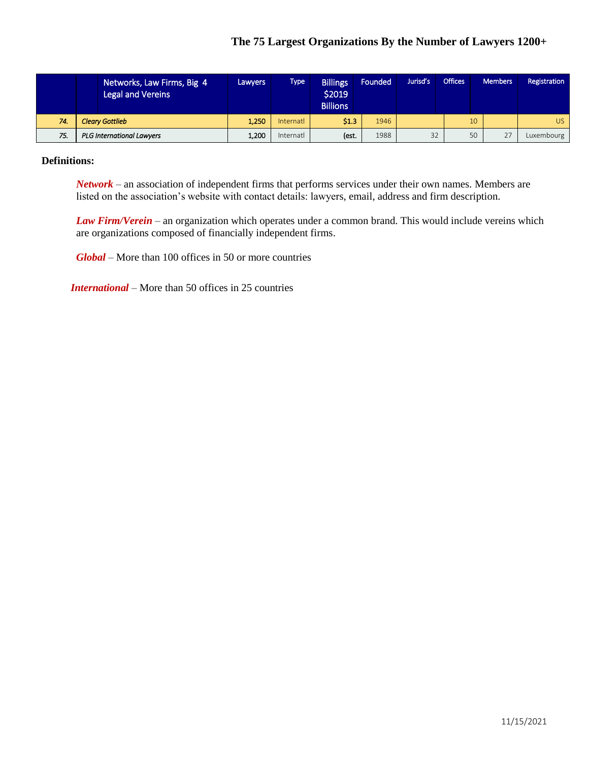# The 75 Largest Organizations By the Number of Lawyers 1200+

| | Networks, Law Firms, Big 4 Legal and Vereins | Lawyers | Type | Billings $2019 Billions | Founded | Jurisd's | Offices | Members | Registration |
|---|---|---|---|---|---|---|---|---|---|
| *74.* | *Cleary Gottlieb* | **1,250** | Internatl | **$1.3** | 1946 | | 10 | | US |
| *75.* | *PLG International Lawyers* | **1,200** | Internatl | **(est.** | 1988 | 32 | 50 | 27 | Luxembourg |

**Definitions:**

***Network*** – an association of independent firms that performs services under their own names. Members are listed on the association's website with contact details: lawyers, email, address and firm description.

***Law Firm/Verein*** – an organization which operates under a common brand. This would include vereins which are organizations composed of financially independent firms.

***Global*** – More than 100 offices in 50 or more countries

***International*** – More than 50 offices in 25 countries